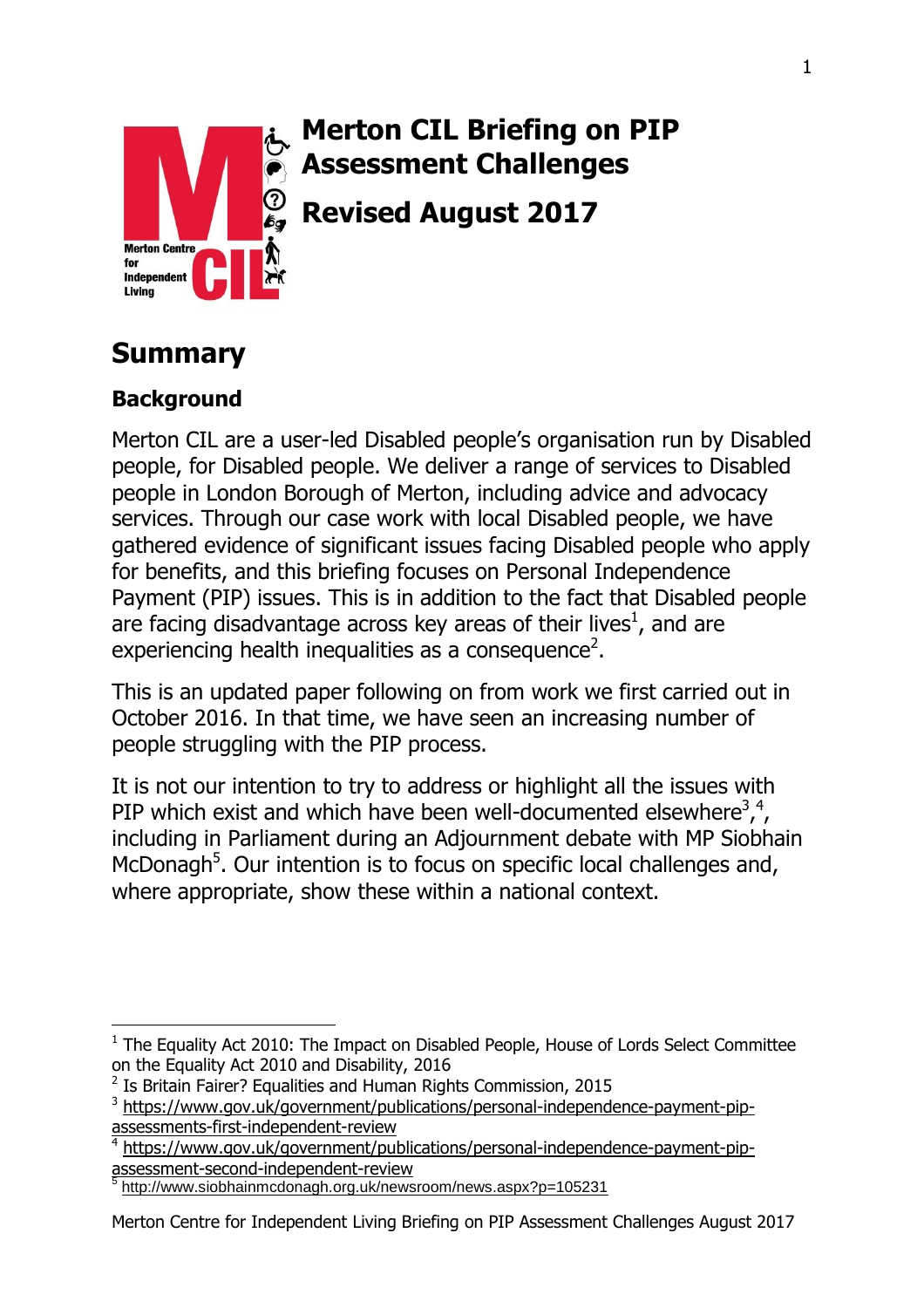# Merton CIL Briefing on PIP Assessment Challenges

# Revised August 2017

## Summary

### Background

Merton CIL are a user-led Disabled people's organisation run by Disabled people, for Disabled people. We deliver a range of services to Disabled people in London Borough of Merton, including advice and advocacy services. Through our case work with local Disabled people, we have gathered evidence of significant issues facing Disabled people who apply for benefits, and this briefing focuses on Personal Independence Payment (PIP) issues. This is in addition to the fact that Disabled people are facing disadvantage across key areas of their lives[1], and are experiencing health inequalities as a consequence[2].

This is an updated paper following on from work we first carried out in October 2016. In that time, we have seen an increasing number of people struggling with the PIP process.

It is not our intention to try to address or highlight all the issues with PIP which exist and which have been well-documented elsewhere[3],[4], including in Parliament during an Adjournment debate with MP Siobhain McDonagh[5]. Our intention is to focus on specific local challenges and, where appropriate, show these within a national context.

---

[1] The Equality Act 2010: The Impact on Disabled People, House of Lords Select Committee on the Equality Act 2010 and Disability, 2016

[2] Is Britain Fairer? Equalities and Human Rights Commission, 2015

[3] https://www.gov.uk/government/publications/personal-independence-payment-pip-assessments-first-independent-review

[4] https://www.gov.uk/government/publications/personal-independence-payment-pip-assessment-second-independent-review

[5] http://www.siobhainmcdonagh.org.uk/newsroom/news.aspx?p=105231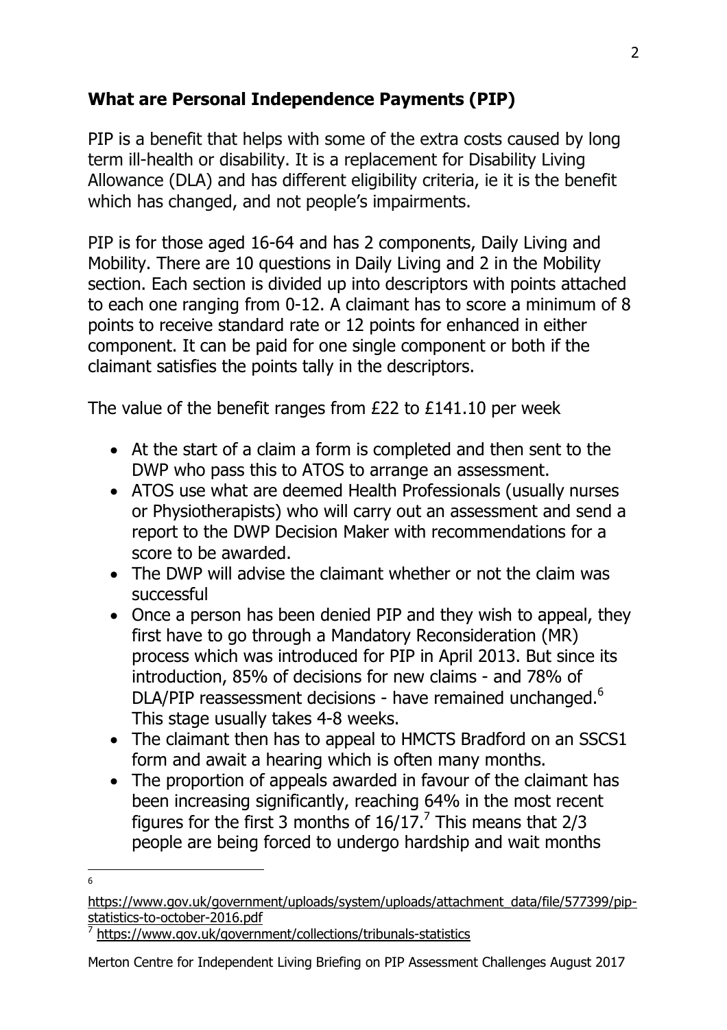## What are Personal Independence Payments (PIP)

PIP is a benefit that helps with some of the extra costs caused by long term ill-health or disability. It is a replacement for Disability Living Allowance (DLA) and has different eligibility criteria, ie it is the benefit which has changed, and not people's impairments.

PIP is for those aged 16-64 and has 2 components, Daily Living and Mobility. There are 10 questions in Daily Living and 2 in the Mobility section. Each section is divided up into descriptors with points attached to each one ranging from 0-12. A claimant has to score a minimum of 8 points to receive standard rate or 12 points for enhanced in either component. It can be paid for one single component or both if the claimant satisfies the points tally in the descriptors.

The value of the benefit ranges from £22 to £141.10 per week

- At the start of a claim a form is completed and then sent to the DWP who pass this to ATOS to arrange an assessment.
- ATOS use what are deemed Health Professionals (usually nurses or Physiotherapists) who will carry out an assessment and send a report to the DWP Decision Maker with recommendations for a score to be awarded.
- The DWP will advise the claimant whether or not the claim was successful
- Once a person has been denied PIP and they wish to appeal, they first have to go through a Mandatory Reconsideration (MR) process which was introduced for PIP in April 2013. But since its introduction, 85% of decisions for new claims - and 78% of DLA/PIP reassessment decisions - have remained unchanged.[6] This stage usually takes 4-8 weeks.
- The claimant then has to appeal to HMCTS Bradford on an SSCS1 form and await a hearing which is often many months.
- The proportion of appeals awarded in favour of the claimant has been increasing significantly, reaching 64% in the most recent figures for the first 3 months of 16/17.[7] This means that 2/3 people are being forced to undergo hardship and wait months

---

[6] https://www.gov.uk/government/uploads/system/uploads/attachment_data/file/577399/pip-statistics-to-october-2016.pdf

[7] https://www.gov.uk/government/collections/tribunals-statistics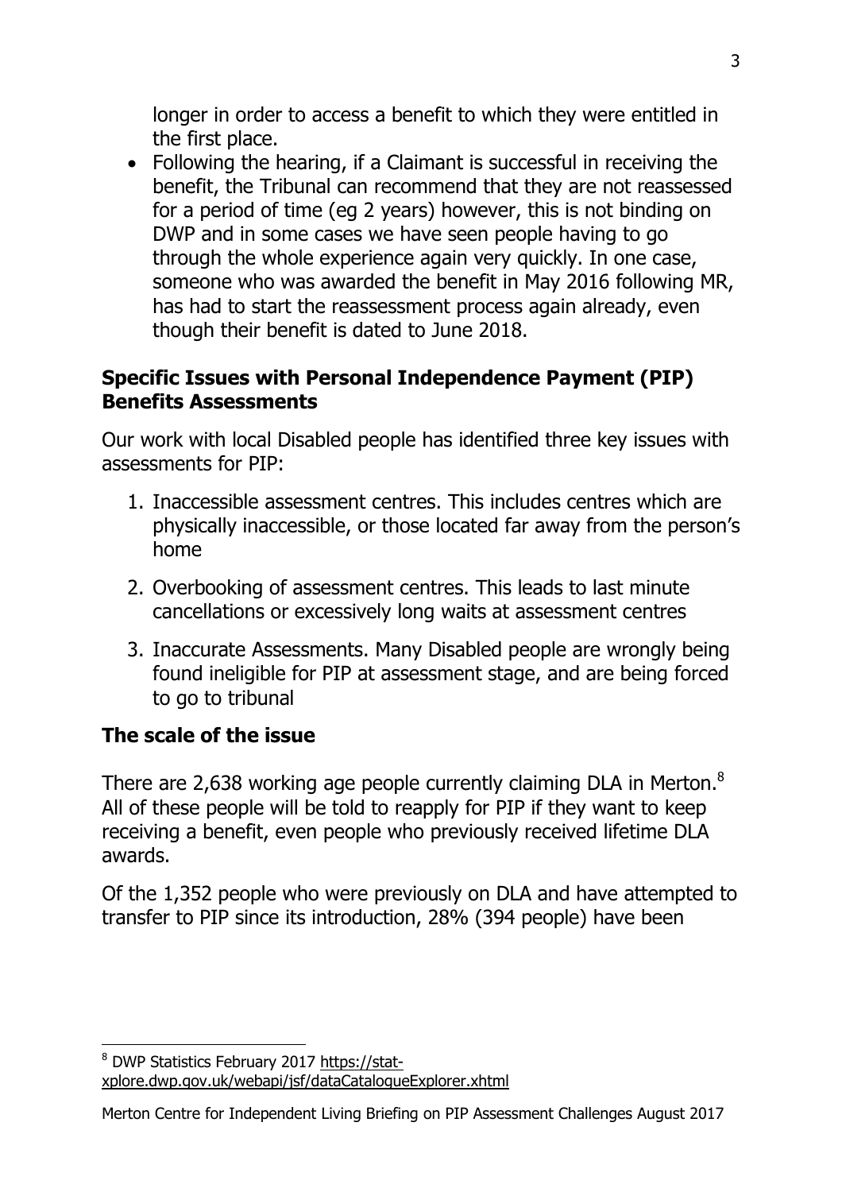longer in order to access a benefit to which they were entitled in the first place.

- Following the hearing, if a Claimant is successful in receiving the benefit, the Tribunal can recommend that they are not reassessed for a period of time (eg 2 years) however, this is not binding on DWP and in some cases we have seen people having to go through the whole experience again very quickly. In one case, someone who was awarded the benefit in May 2016 following MR, has had to start the reassessment process again already, even though their benefit is dated to June 2018.

## Specific Issues with Personal Independence Payment (PIP) Benefits Assessments

Our work with local Disabled people has identified three key issues with assessments for PIP:

1. Inaccessible assessment centres. This includes centres which are physically inaccessible, or those located far away from the person's home

2. Overbooking of assessment centres. This leads to last minute cancellations or excessively long waits at assessment centres

3. Inaccurate Assessments. Many Disabled people are wrongly being found ineligible for PIP at assessment stage, and are being forced to go to tribunal

## The scale of the issue

There are 2,638 working age people currently claiming DLA in Merton.[8] All of these people will be told to reapply for PIP if they want to keep receiving a benefit, even people who previously received lifetime DLA awards.

Of the 1,352 people who were previously on DLA and have attempted to transfer to PIP since its introduction, 28% (394 people) have been

---

[8] DWP Statistics February 2017 https://stat-xplore.dwp.gov.uk/webapi/jsf/dataCatalogueExplorer.xhtml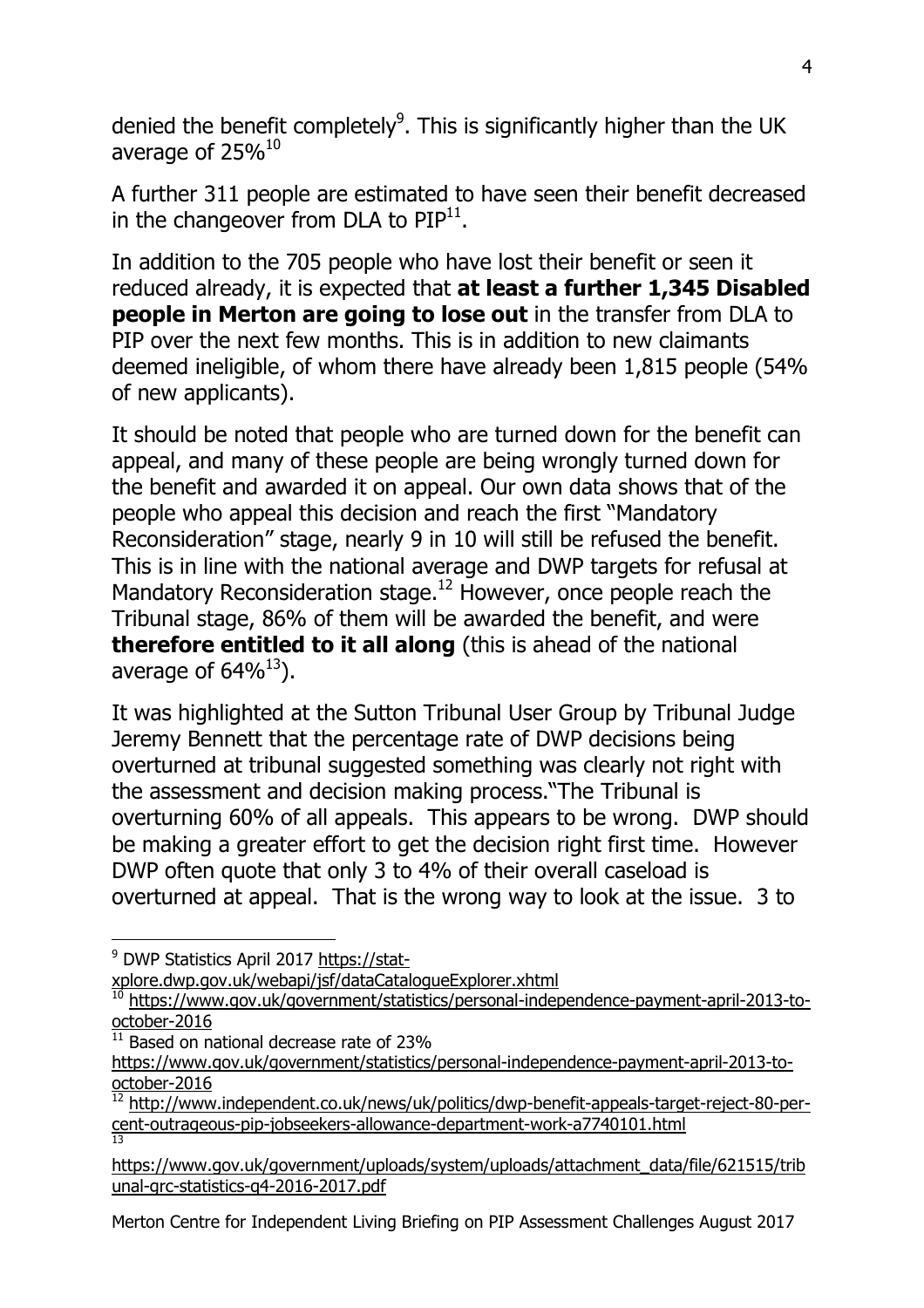denied the benefit completely[9]. This is significantly higher than the UK average of 25%[10]

A further 311 people are estimated to have seen their benefit decreased in the changeover from DLA to PIP[11].

In addition to the 705 people who have lost their benefit or seen it reduced already, it is expected that **at least a further 1,345 Disabled people in Merton are going to lose out** in the transfer from DLA to PIP over the next few months. This is in addition to new claimants deemed ineligible, of whom there have already been 1,815 people (54% of new applicants).

It should be noted that people who are turned down for the benefit can appeal, and many of these people are being wrongly turned down for the benefit and awarded it on appeal. Our own data shows that of the people who appeal this decision and reach the first "Mandatory Reconsideration" stage, nearly 9 in 10 will still be refused the benefit. This is in line with the national average and DWP targets for refusal at Mandatory Reconsideration stage.[12] However, once people reach the Tribunal stage, 86% of them will be awarded the benefit, and were **therefore entitled to it all along** (this is ahead of the national average of 64%[13]).

It was highlighted at the Sutton Tribunal User Group by Tribunal Judge Jeremy Bennett that the percentague rate of DWP decisions being overturned at tribunal suggested something was clearly not right with the assessment and decision making process."The Tribunal is overturning 60% of all appeals. This appears to be wrong. DWP should be making a greater effort to get the decision right first time. However DWP often quote that only 3 to 4% of their overall caseload is overturned at appeal. That is the wrong way to look at the issue. 3 to

---

[9] DWP Statistics April 2017 https://stat-xplore.dwp.gov.uk/webapi/jsf/dataCatalogueExplorer.xhtml

[10] https://www.gov.uk/government/statistics/personal-independence-payment-april-2013-to-october-2016

[11] Based on national decrease rate of 23% https://www.gov.uk/government/statistics/personal-independence-payment-april-2013-to-october-2016

[12] http://www.independent.co.uk/news/uk/politics/dwp-benefit-appeals-target-reject-80-per-cent-outrageous-pip-jobseekers-allowance-department-work-a7740101.html

[13] https://www.gov.uk/government/uploads/system/uploads/attachment_data/file/621515/tribunal-grc-statistics-q4-2016-2017.pdf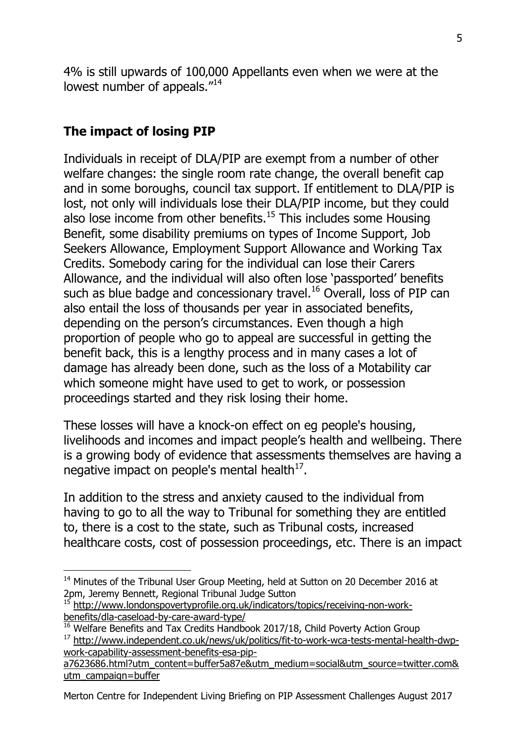4% is still upwards of 100,000 Appellants even when we were at the lowest number of appeals."[14]

## The impact of losing PIP

Individuals in receipt of DLA/PIP are exempt from a number of other welfare changes: the single room rate change, the overall benefit cap and in some boroughs, council tax support. If entitlement to DLA/PIP is lost, not only will individuals lose their DLA/PIP income, but they could also lose income from other benefits.[15] This includes some Housing Benefit, some disability premiums on types of Income Support, Job Seekers Allowance, Employment Support Allowance and Working Tax Credits. Somebody caring for the individual can lose their Carers Allowance, and the individual will also often lose 'passported' benefits such as blue badge and concessionary travel.[16] Overall, loss of PIP can also entail the loss of thousands per year in associated benefits, depending on the person's circumstances. Even though a high proportion of people who go to appeal are successful in getting the benefit back, this is a lengthy process and in many cases a lot of damage has already been done, such as the loss of a Motability car which someone might have used to get to work, or possession proceedings started and they risk losing their home.

These losses will have a knock-on effect on eg people's housing, livelihoods and incomes and impact people's health and wellbeing. There is a growing body of evidence that assessments themselves are having a negative impact on people's mental health[17].

In addition to the stress and anxiety caused to the individual from having to go to all the way to Tribunal for something they are entitled to, there is a cost to the state, such as Tribunal costs, increased healthcare costs, cost of possession proceedings, etc. There is an impact

---

[14] Minutes of the Tribunal User Group Meeting, held at Sutton on 20 December 2016 at 2pm, Jeremy Bennett, Regional Tribunal Judge Sutton

[15] http://www.londonspovertyprofile.org.uk/indicators/topics/receiving-non-work-benefits/dla-caseload-by-care-award-type/

[16] Welfare Benefits and Tax Credits Handbook 2017/18, Child Poverty Action Group

[17] http://www.independent.co.uk/news/uk/politics/fit-to-work-wca-tests-mental-health-dwp-work-capability-assessment-benefits-esa-pip-a7623686.html?utm_content=buffer5a87e&utm_medium=social&utm_source=twitter.com&utm_campaign=buffer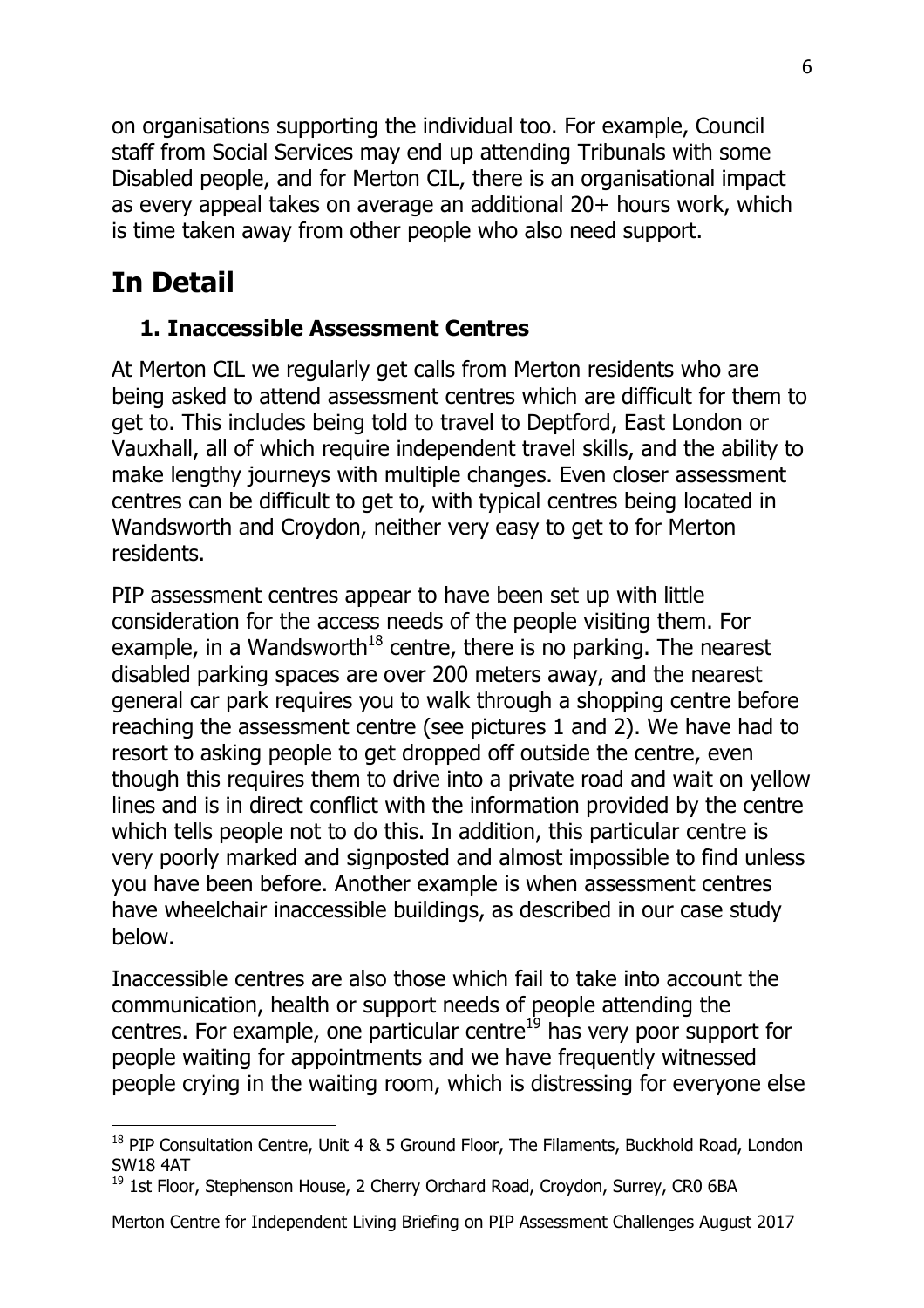on organisations supporting the individual too. For example, Council staff from Social Services may end up attending Tribunals with some Disabled people, and for Merton CIL, there is an organisational impact as every appeal takes on average an additional 20+ hours work, which is time taken away from other people who also need support.

# In Detail

### 1. Inaccessible Assessment Centres

At Merton CIL we regularly get calls from Merton residents who are being asked to attend assessment centres which are difficult for them to get to. This includes being told to travel to Deptford, East London or Vauxhall, all of which require independent travel skills, and the ability to make lengthy journeys with multiple changes. Even closer assessment centres can be difficult to get to, with typical centres being located in Wandsworth and Croydon, neither very easy to get to for Merton residents.

PIP assessment centres appear to have been set up with little consideration for the access needs of the people visiting them. For example, in a Wandsworth[18] centre, there is no parking. The nearest disabled parking spaces are over 200 meters away, and the nearest general car park requires you to walk through a shopping centre before reaching the assessment centre (see pictures 1 and 2). We have had to resort to asking people to get dropped off outside the centre, even though this requires them to drive into a private road and wait on yellow lines and is in direct conflict with the information provided by the centre which tells people not to do this. In addition, this particular centre is very poorly marked and signposted and almost impossible to find unless you have been before. Another example is when assessment centres have wheelchair inaccessible buildings, as described in our case study below.

Inaccessible centres are also those which fail to take into account the communication, health or support needs of people attending the centres. For example, one particular centre[19] has very poor support for people waiting for appointments and we have frequently witnessed people crying in the waiting room, which is distressing for everyone else

---

[18] PIP Consultation Centre, Unit 4 & 5 Ground Floor, The Filaments, Buckhold Road, London SW18 4AT

[19] 1st Floor, Stephenson House, 2 Cherry Orchard Road, Croydon, Surrey, CR0 6BA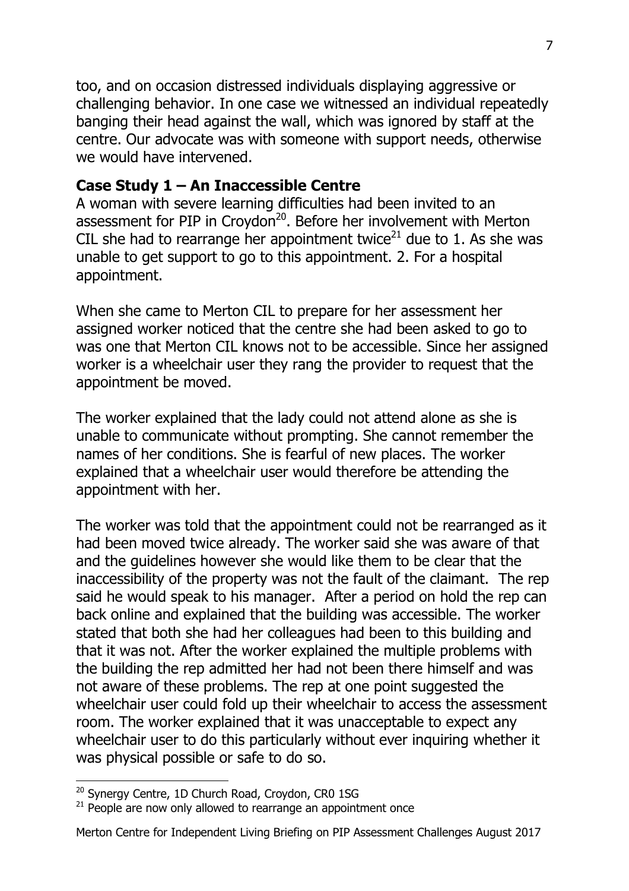too, and on occasion distressed individuals displaying aggressive or challenging behavior. In one case we witnessed an individual repeatedly banging their head against the wall, which was ignored by staff at the centre. Our advocate was with someone with support needs, otherwise we would have intervened.

**Case Study 1 – An Inaccessible Centre**

A woman with severe learning difficulties had been invited to an assessment for PIP in Croydon[20]. Before her involvement with Merton CIL she had to rearrange her appointment twice[21] due to 1. As she was unable to get support to go to this appointment. 2. For a hospital appointment.

When she came to Merton CIL to prepare for her assessment her assigned worker noticed that the centre she had been asked to go to was one that Merton CIL knows not to be accessible. Since her assigned worker is a wheelchair user they rang the provider to request that the appointment be moved.

The worker explained that the lady could not attend alone as she is unable to communicate without prompting. She cannot remember the names of her conditions. She is fearful of new places. The worker explained that a wheelchair user would therefore be attending the appointment with her.

The worker was told that the appointment could not be rearranged as it had been moved twice already. The worker said she was aware of that and the guidelines however she would like them to be clear that the inaccessibility of the property was not the fault of the claimant. The rep said he would speak to his manager. After a period on hold the rep can back online and explained that the building was accessible. The worker stated that both she had her colleagues had been to this building and that it was not. After the worker explained the multiple problems with the building the rep admitted her had not been there himself and was not aware of these problems. The rep at one point suggested the wheelchair user could fold up their wheelchair to access the assessment room. The worker explained that it was unacceptable to expect any wheelchair user to do this particularly without ever inquiring whether it was physical possible or safe to do so.

---

[20] Synergy Centre, 1D Church Road, Croydon, CR0 1SG

[21] People are now only allowed to rearrange an appointment once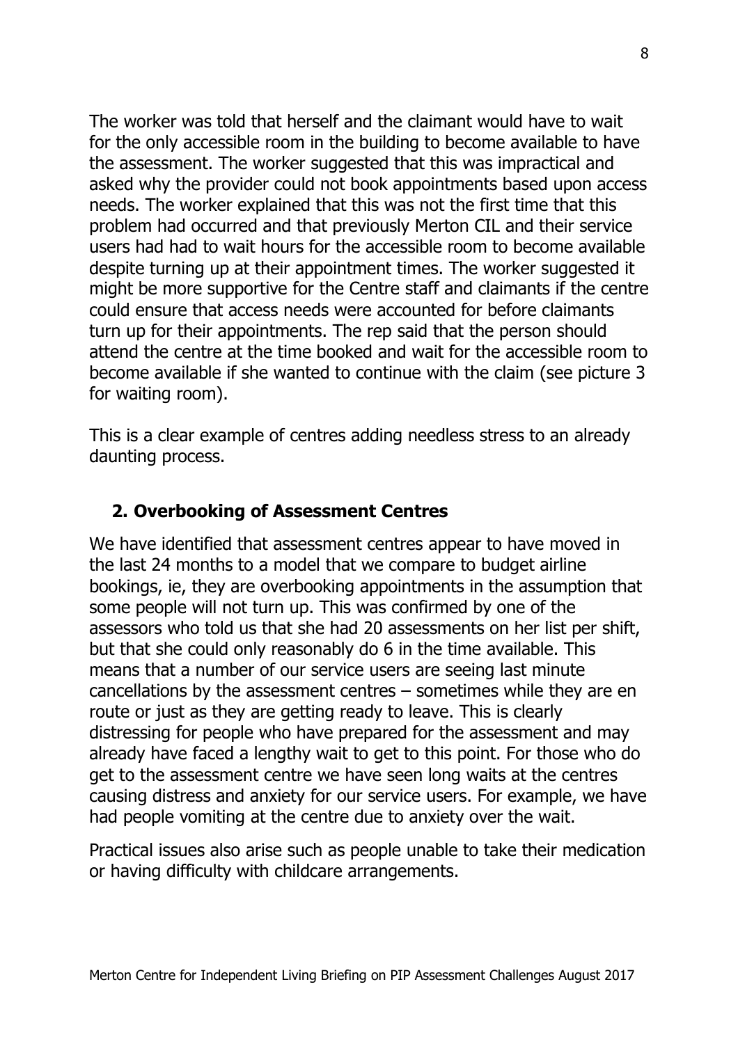The worker was told that herself and the claimant would have to wait for the only accessible room in the building to become available to have the assessment. The worker suggested that this was impractical and asked why the provider could not book appointments based upon access needs. The worker explained that this was not the first time that this problem had occurred and that previously Merton CIL and their service users had had to wait hours for the accessible room to become available despite turning up at their appointment times. The worker suggested it might be more supportive for the Centre staff and claimants if the centre could ensure that access needs were accounted for before claimants turn up for their appointments. The rep said that the person should attend the centre at the time booked and wait for the accessible room to become available if she wanted to continue with the claim (see picture 3 for waiting room).

This is a clear example of centres adding needless stress to an already daunting process.

## 2. Overbooking of Assessment Centres

We have identified that assessment centres appear to have moved in the last 24 months to a model that we compare to budget airline bookings, ie, they are overbooking appointments in the assumption that some people will not turn up. This was confirmed by one of the assessors who told us that she had 20 assessments on her list per shift, but that she could only reasonably do 6 in the time available. This means that a number of our service users are seeing last minute cancellations by the assessment centres – sometimes while they are en route or just as they are getting ready to leave. This is clearly distressing for people who have prepared for the assessment and may already have faced a lengthy wait to get to this point. For those who do get to the assessment centre we have seen long waits at the centres causing distress and anxiety for our service users. For example, we have had people vomiting at the centre due to anxiety over the wait.

Practical issues also arise such as people unable to take their medication or having difficulty with childcare arrangements.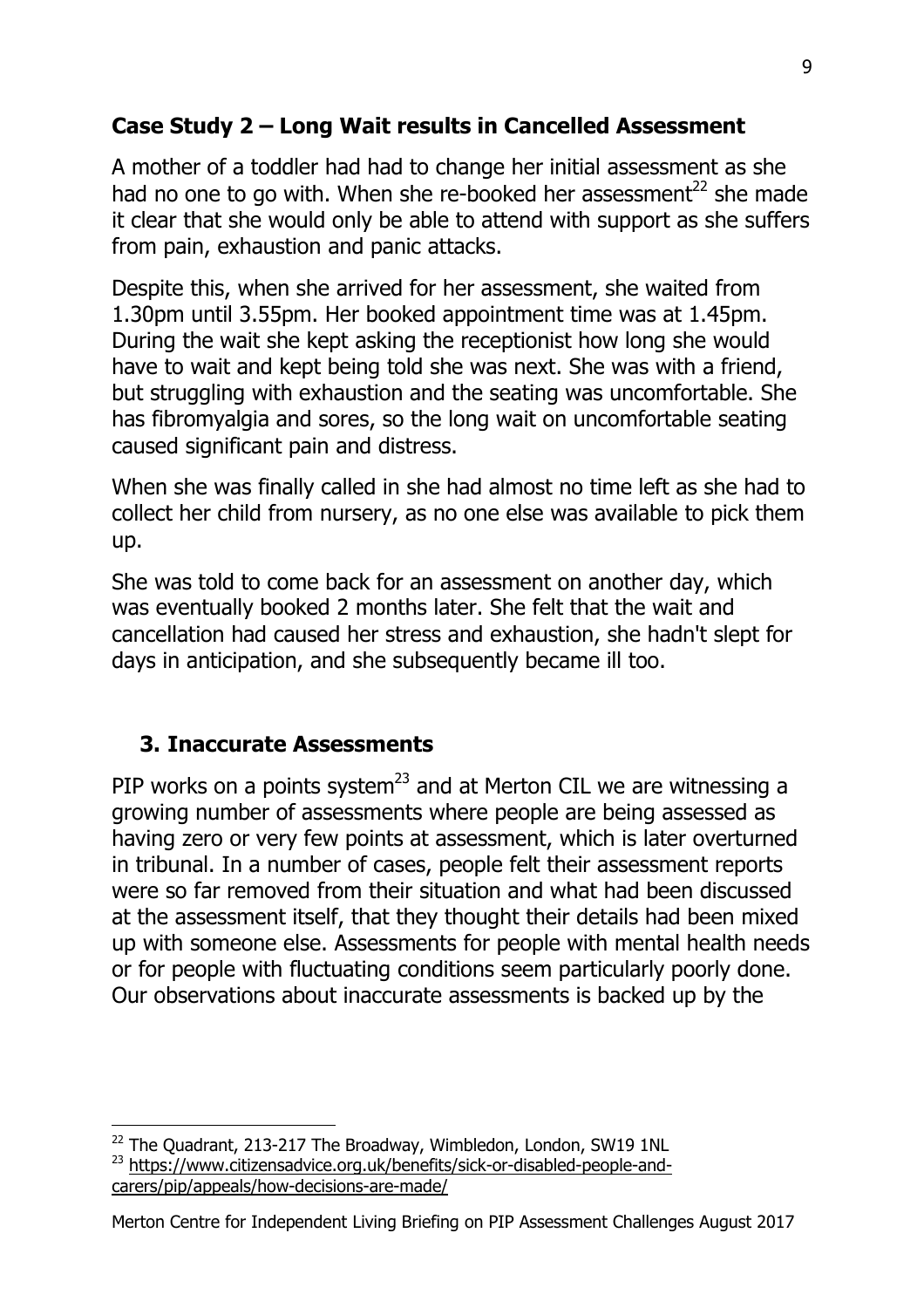### Case Study 2 – Long Wait results in Cancelled Assessment

A mother of a toddler had had to change her initial assessment as she had no one to go with. When she re-booked her assessment[22] she made it clear that she would only be able to attend with support as she suffers from pain, exhaustion and panic attacks.

Despite this, when she arrived for her assessment, she waited from 1.30pm until 3.55pm. Her booked appointment time was at 1.45pm. During the wait she kept asking the receptionist how long she would have to wait and kept being told she was next. She was with a friend, but struggling with exhaustion and the seating was uncomfortable. She has fibromyalgia and sores, so the long wait on uncomfortable seating caused significant pain and distress.

When she was finally called in she had almost no time left as she had to collect her child from nursery, as no one else was available to pick them up.

She was told to come back for an assessment on another day, which was eventually booked 2 months later. She felt that the wait and cancellation had caused her stress and exhaustion, she hadn't slept for days in anticipation, and she subsequently became ill too.

## 3. Inaccurate Assessments

PIP works on a points system[23] and at Merton CIL we are witnessing a growing number of assessments where people are being assessed as having zero or very few points at assessment, which is later overturned in tribunal. In a number of cases, people felt their assessment reports were so far removed from their situation and what had been discussed at the assessment itself, that they thought their details had been mixed up with someone else. Assessments for people with mental health needs or for people with fluctuating conditions seem particularly poorly done. Our observations about inaccurate assessments is backed up by the

---

[22] The Quadrant, 213-217 The Broadway, Wimbledon, London, SW19 1NL

[23] https://www.citizensadvice.org.uk/benefits/sick-or-disabled-people-and-carers/pip/appeals/how-decisions-are-made/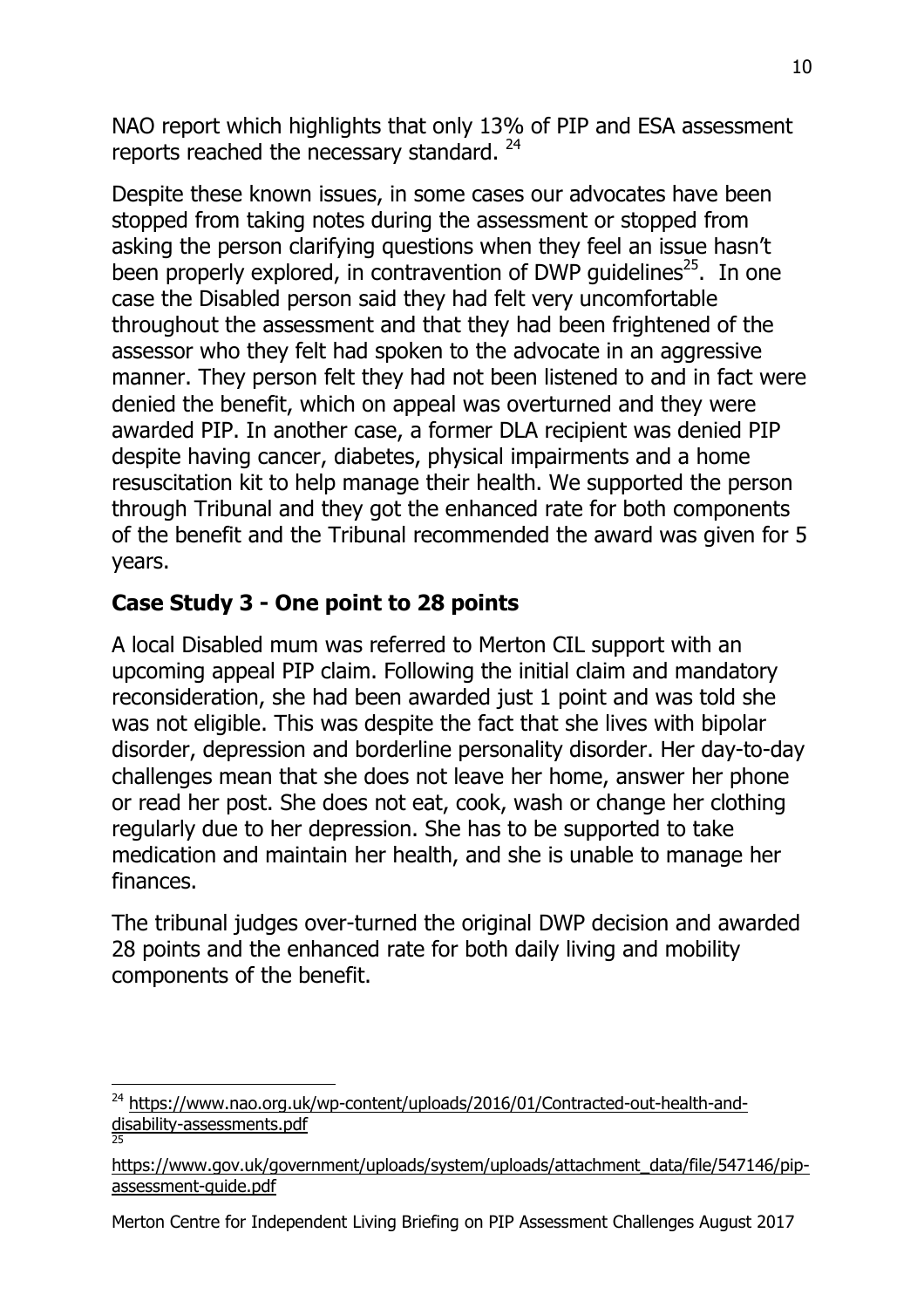NAO report which highlights that only 13% of PIP and ESA assessment reports reached the necessary standard. [24]

Despite these known issues, in some cases our advocates have been stopped from taking notes during the assessment or stopped from asking the person clarifying questions when they feel an issue hasn't been properly explored, in contravention of DWP guidelines[25]. In one case the Disabled person said they had felt very uncomfortable throughout the assessment and that they had been frightened of the assessor who they felt had spoken to the advocate in an aggressive manner. They person felt they had not been listened to and in fact were denied the benefit, which on appeal was overturned and they were awarded PIP. In another case, a former DLA recipient was denied PIP despite having cancer, diabetes, physical impairments and a home resuscitation kit to help manage their health. We supported the person through Tribunal and they got the enhanced rate for both components of the benefit and the Tribunal recommended the award was given for 5 years.

## Case Study 3 - One point to 28 points

A local Disabled mum was referred to Merton CIL support with an upcoming appeal PIP claim. Following the initial claim and mandatory reconsideration, she had been awarded just 1 point and was told she was not eligible. This was despite the fact that she lives with bipolar disorder, depression and borderline personality disorder. Her day-to-day challenges mean that she does not leave her home, answer her phone or read her post. She does not eat, cook, wash or change her clothing regularly due to her depression. She has to be supported to take medication and maintain her health, and she is unable to manage her finances.

The tribunal judges over-turned the original DWP decision and awarded 28 points and the enhanced rate for both daily living and mobility components of the benefit.

---

[24] https://www.nao.org.uk/wp-content/uploads/2016/01/Contracted-out-health-and-disability-assessments.pdf

[25] https://www.gov.uk/government/uploads/system/uploads/attachment_data/file/547146/pip-assessment-guide.pdf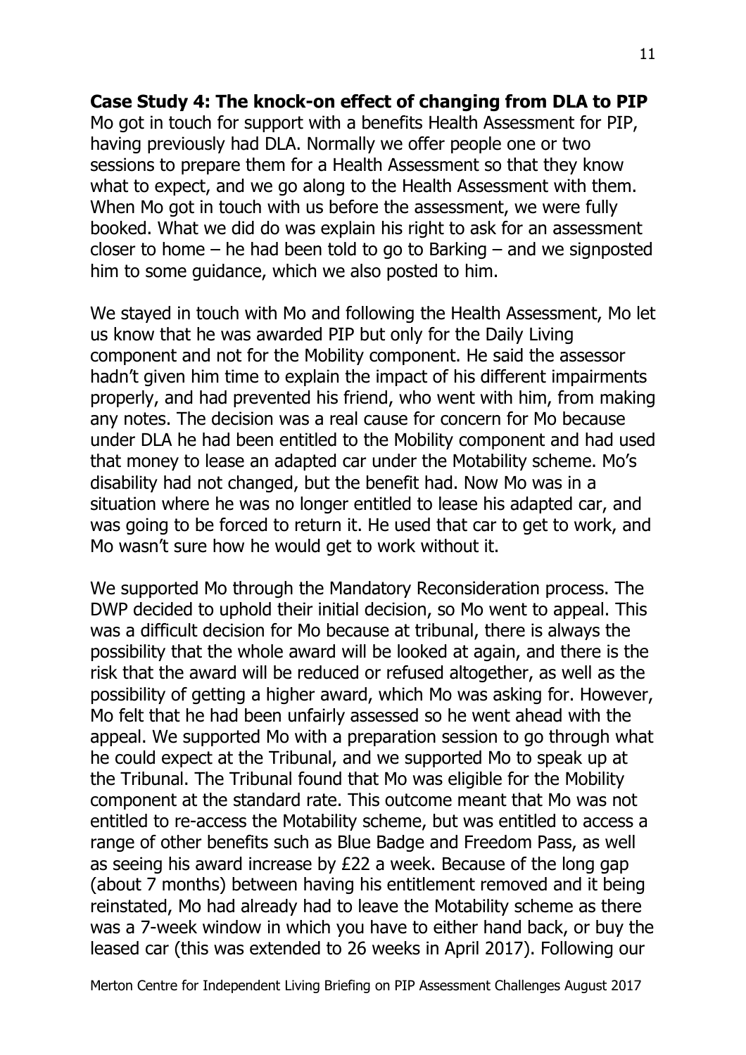**Case Study 4: The knock-on effect of changing from DLA to PIP**

Mo got in touch for support with a benefits Health Assessment for PIP, having previously had DLA. Normally we offer people one or two sessions to prepare them for a Health Assessment so that they know what to expect, and we go along to the Health Assessment with them. When Mo got in touch with us before the assessment, we were fully booked. What we did do was explain his right to ask for an assessment closer to home – he had been told to go to Barking – and we signposted him to some guidance, which we also posted to him.

We stayed in touch with Mo and following the Health Assessment, Mo let us know that he was awarded PIP but only for the Daily Living component and not for the Mobility component. He said the assessor hadn't given him time to explain the impact of his different impairments properly, and had prevented his friend, who went with him, from making any notes. The decision was a real cause for concern for Mo because under DLA he had been entitled to the Mobility component and had used that money to lease an adapted car under the Motability scheme. Mo's disability had not changed, but the benefit had. Now Mo was in a situation where he was no longer entitled to lease his adapted car, and was going to be forced to return it. He used that car to get to work, and Mo wasn't sure how he would get to work without it.

We supported Mo through the Mandatory Reconsideration process. The DWP decided to uphold their initial decision, so Mo went to appeal. This was a difficult decision for Mo because at tribunal, there is always the possibility that the whole award will be looked at again, and there is the risk that the award will be reduced or refused altogether, as well as the possibility of getting a higher award, which Mo was asking for. However, Mo felt that he had been unfairly assessed so he went ahead with the appeal. We supported Mo with a preparation session to go through what he could expect at the Tribunal, and we supported Mo to speak up at the Tribunal. The Tribunal found that Mo was eligible for the Mobility component at the standard rate. This outcome meant that Mo was not entitled to re-access the Motability scheme, but was entitled to access a range of other benefits such as Blue Badge and Freedom Pass, as well as seeing his award increase by £22 a week. Because of the long gap (about 7 months) between having his entitlement removed and it being reinstated, Mo had already had to leave the Motability scheme as there was a 7-week window in which you have to either hand back, or buy the leased car (this was extended to 26 weeks in April 2017). Following our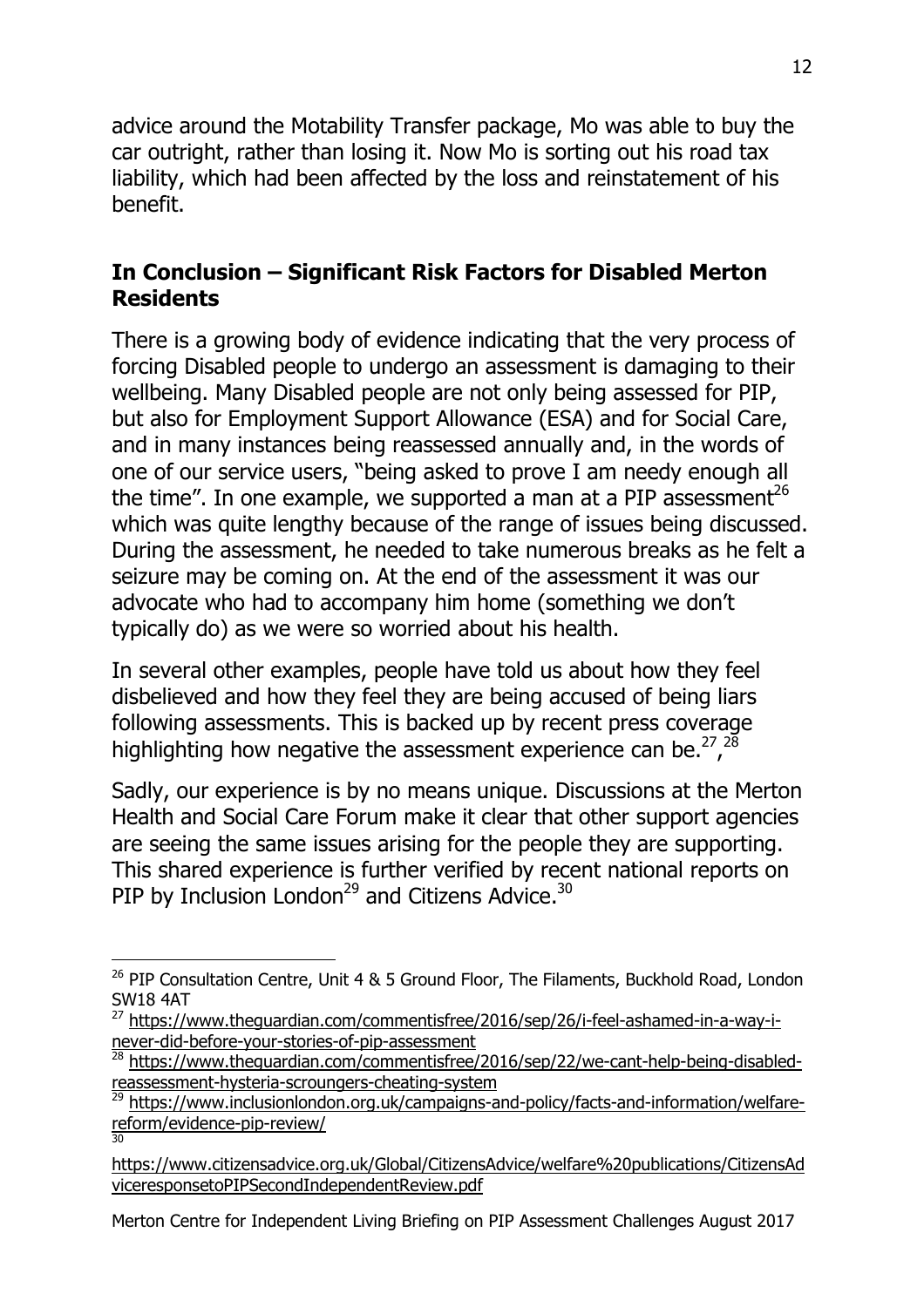advice around the Motability Transfer package, Mo was able to buy the car outright, rather than losing it. Now Mo is sorting out his road tax liability, which had been affected by the loss and reinstatement of his benefit.

## In Conclusion – Significant Risk Factors for Disabled Merton Residents

There is a growing body of evidence indicating that the very process of forcing Disabled people to undergo an assessment is damaging to their wellbeing. Many Disabled people are not only being assessed for PIP, but also for Employment Support Allowance (ESA) and for Social Care, and in many instances being reassessed annually and, in the words of one of our service users, "being asked to prove I am needy enough all the time". In one example, we supported a man at a PIP assessment[26] which was quite lengthy because of the range of issues being discussed. During the assessment, he needed to take numerous breaks as he felt a seizure may be coming on. At the end of the assessment it was our advocate who had to accompany him home (something we don't typically do) as we were so worried about his health.

In several other examples, people have told us about how they feel disbelieved and how they feel they are being accused of being liars following assessments. This is backed up by recent press coverage highlighting how negative the assessment experience can be.[27],[28]

Sadly, our experience is by no means unique. Discussions at the Merton Health and Social Care Forum make it clear that other support agencies are seeing the same issues arising for the people they are supporting. This shared experience is further verified by recent national reports on PIP by Inclusion London[29] and Citizens Advice.[30]

---

[26] PIP Consultation Centre, Unit 4 & 5 Ground Floor, The Filaments, Buckhold Road, London SW18 4AT

[27] https://www.theguardian.com/commentisfree/2016/sep/26/i-feel-ashamed-in-a-way-i-never-did-before-your-stories-of-pip-assessment

[28] https://www.theguardian.com/commentisfree/2016/sep/22/we-cant-help-being-disabled-reassessment-hysteria-scroungers-cheating-system

[29] https://www.inclusionlondon.org.uk/campaigns-and-policy/facts-and-information/welfare-reform/evidence-pip-review/

[30] https://www.citizensadvice.org.uk/Global/CitizensAdvice/welfare%20publications/CitizensAdviceresponsetoPIPSecondIndependentReview.pdf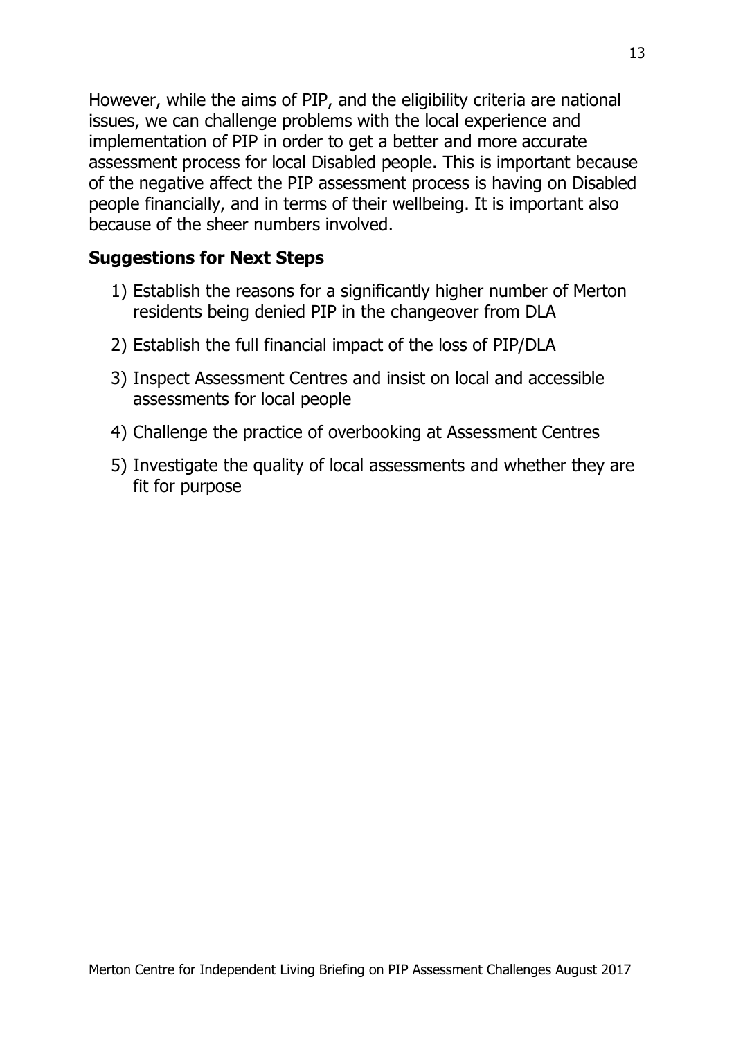However, while the aims of PIP, and the eligibility criteria are national issues, we can challenge problems with the local experience and implementation of PIP in order to get a better and more accurate assessment process for local Disabled people. This is important because of the negative affect the PIP assessment process is having on Disabled people financially, and in terms of their wellbeing. It is important also because of the sheer numbers involved.

## Suggestions for Next Steps

1) Establish the reasons for a significantly higher number of Merton residents being denied PIP in the changeover from DLA
2) Establish the full financial impact of the loss of PIP/DLA
3) Inspect Assessment Centres and insist on local and accessible assessments for local people
4) Challenge the practice of overbooking at Assessment Centres
5) Investigate the quality of local assessments and whether they are fit for purpose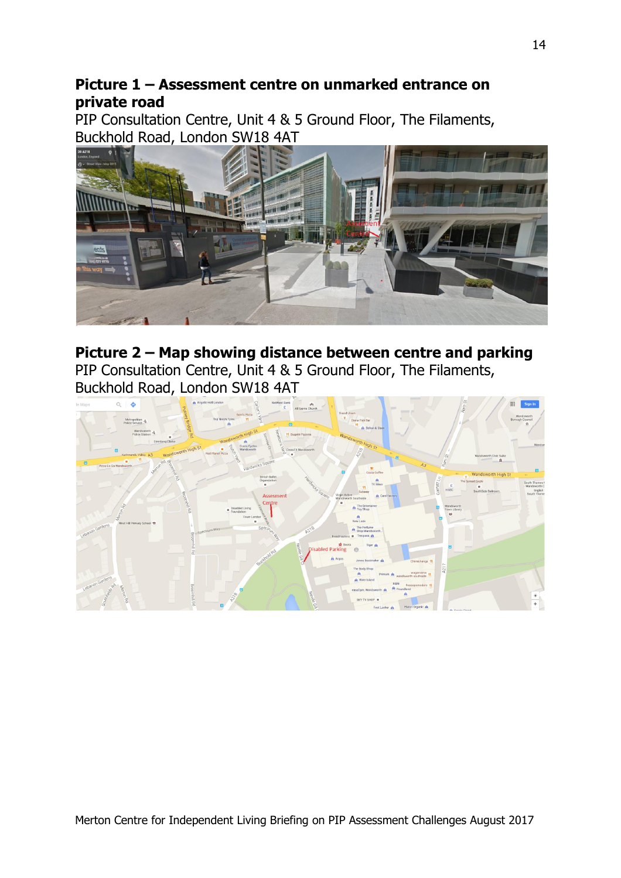**Picture 1 – Assessment centre on unmarked entrance on private road**

PIP Consultation Centre, Unit 4 & 5 Ground Floor, The Filaments, Buckhold Road, London SW18 4AT

**Picture 2 – Map showing distance between centre and parking**

PIP Consultation Centre, Unit 4 & 5 Ground Floor, The Filaments, Buckhold Road, London SW18 4AT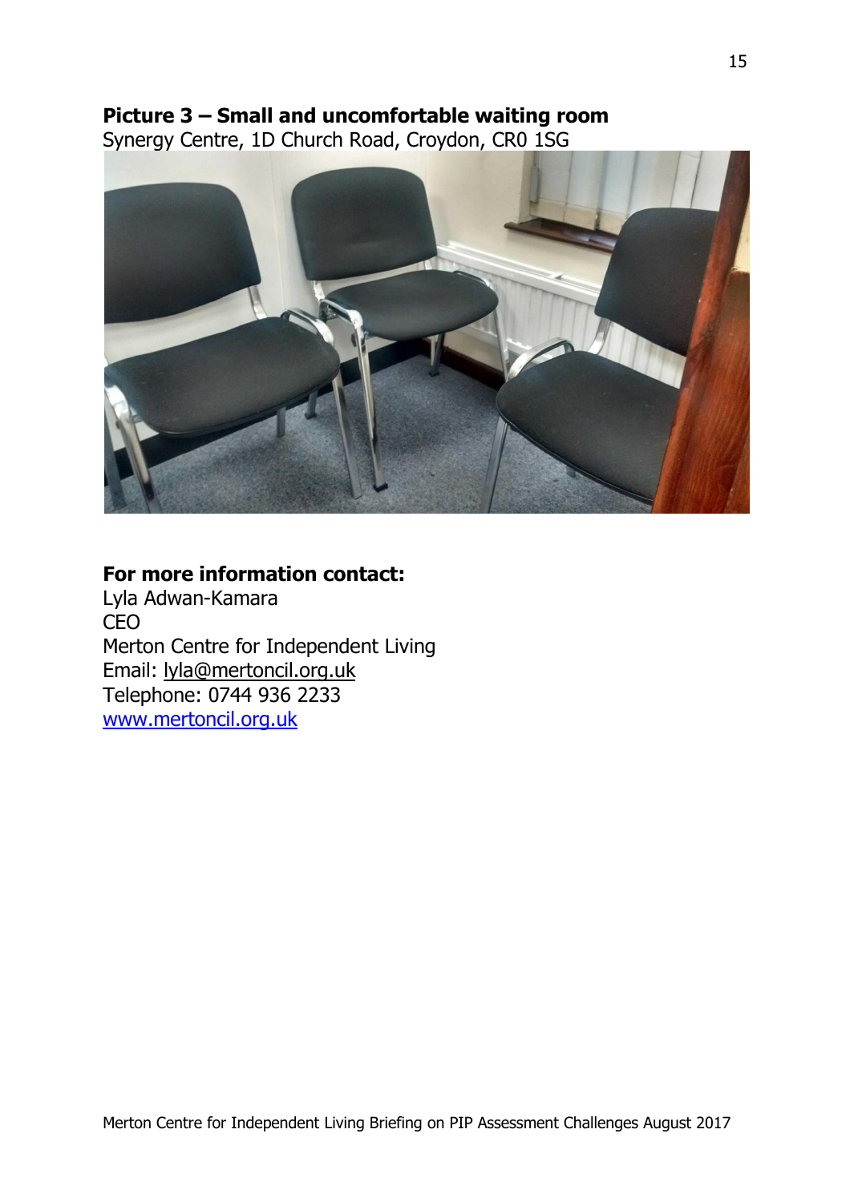**Picture 3 – Small and uncomfortable waiting room**
Synergy Centre, 1D Church Road, Croydon, CR0 1SG

**For more information contact:**
Lyla Adwan-Kamara
CEO
Merton Centre for Independent Living
Email: lyla@mertoncil.org.uk
Telephone: 0744 936 2233
www.mertoncil.org.uk